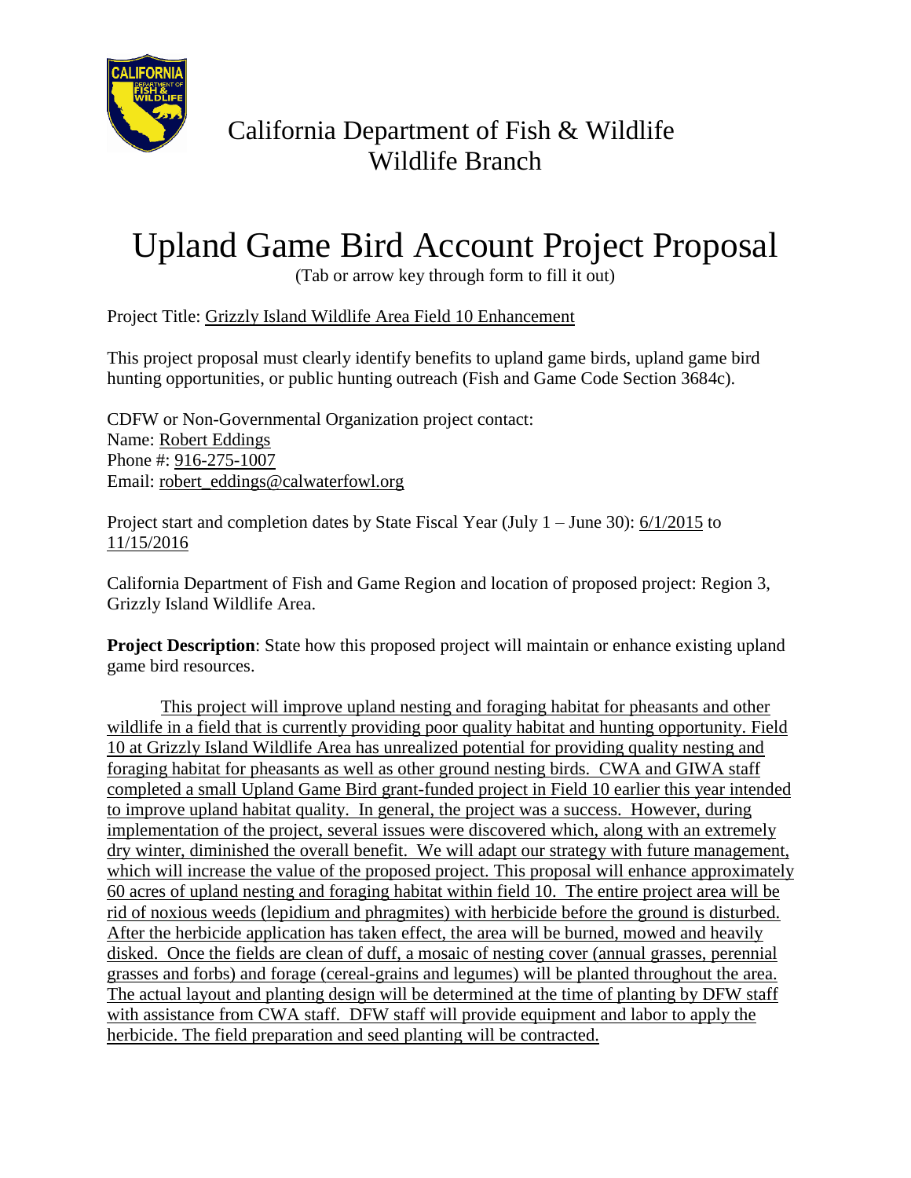California Department of Fish & Wildlife
Wildlife Branch

# Upland Game Bird Account Project Proposal

(Tab or arrow key through form to fill it out)

Project Title: Grizzly Island Wildlife Area Field 10 Enhancement

This project proposal must clearly identify benefits to upland game birds, upland game bird hunting opportunities, or public hunting outreach (Fish and Game Code Section 3684c).

CDFW or Non-Governmental Organization project contact:
Name: Robert Eddings
Phone #: 916-275-1007
Email: robert_eddings@calwaterfowl.org

Project start and completion dates by State Fiscal Year (July 1 – June 30): 6/1/2015 to 11/15/2016

California Department of Fish and Game Region and location of proposed project: Region 3, Grizzly Island Wildlife Area.

**Project Description**: State how this proposed project will maintain or enhance existing upland game bird resources.

This project will improve upland nesting and foraging habitat for pheasants and other wildlife in a field that is currently providing poor quality habitat and hunting opportunity. Field 10 at Grizzly Island Wildlife Area has unrealized potential for providing quality nesting and foraging habitat for pheasants as well as other ground nesting birds. CWA and GIWA staff completed a small Upland Game Bird grant-funded project in Field 10 earlier this year intended to improve upland habitat quality. In general, the project was a success. However, during implementation of the project, several issues were discovered which, along with an extremely dry winter, diminished the overall benefit. We will adapt our strategy with future management, which will increase the value of the proposed project. This proposal will enhance approximately 60 acres of upland nesting and foraging habitat within field 10. The entire project area will be rid of noxious weeds (lepidium and phragmites) with herbicide before the ground is disturbed. After the herbicide application has taken effect, the area will be burned, mowed and heavily disked. Once the fields are clean of duff, a mosaic of nesting cover (annual grasses, perennial grasses and forbs) and forage (cereal-grains and legumes) will be planted throughout the area. The actual layout and planting design will be determined at the time of planting by DFW staff with assistance from CWA staff. DFW staff will provide equipment and labor to apply the herbicide. The field preparation and seed planting will be contracted.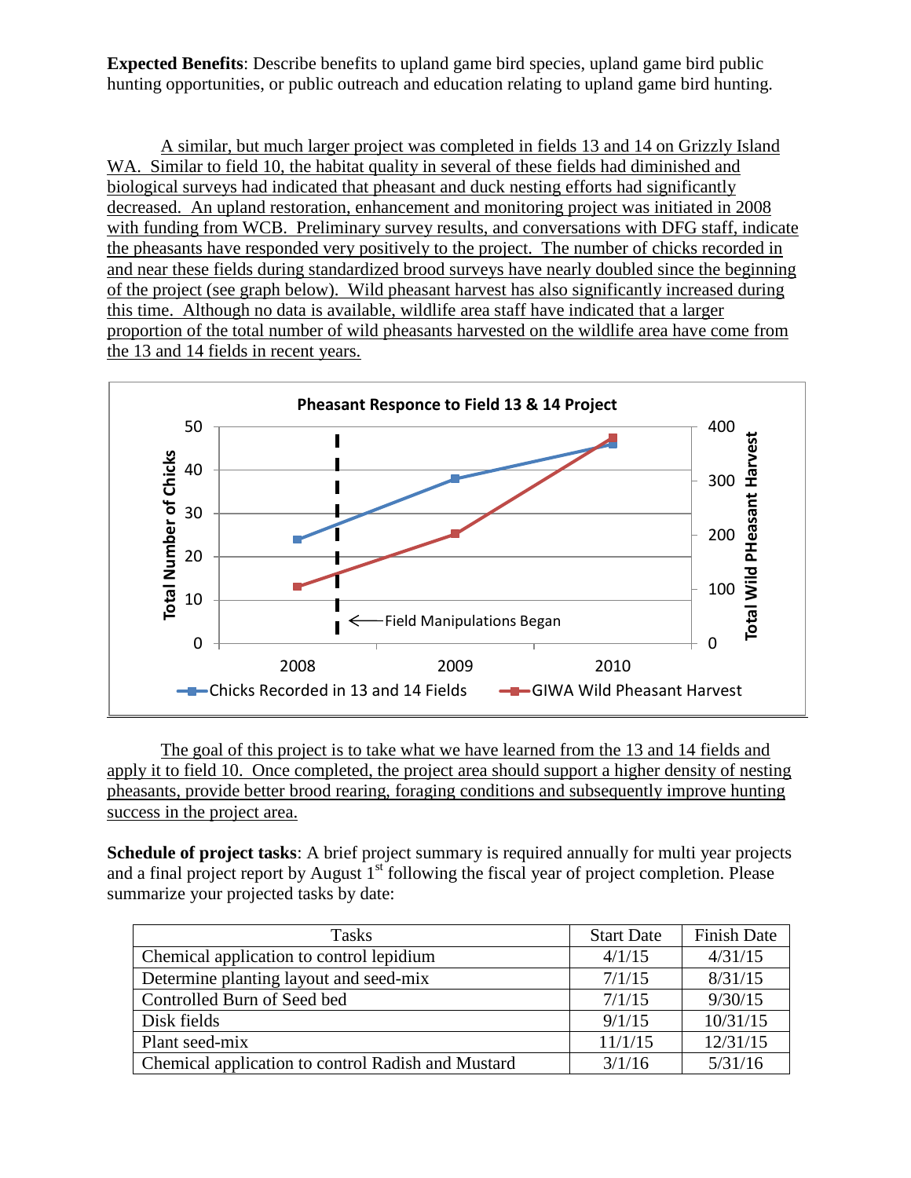**Expected Benefits**: Describe benefits to upland game bird species, upland game bird public hunting opportunities, or public outreach and education relating to upland game bird hunting.

A similar, but much larger project was completed in fields 13 and 14 on Grizzly Island WA. Similar to field 10, the habitat quality in several of these fields had diminished and biological surveys had indicated that pheasant and duck nesting efforts had significantly decreased. An upland restoration, enhancement and monitoring project was initiated in 2008 with funding from WCB. Preliminary survey results, and conversations with DFG staff, indicate the pheasants have responded very positively to the project. The number of chicks recorded in and near these fields during standardized brood surveys have nearly doubled since the beginning of the project (see graph below). Wild pheasant harvest has also significantly increased during this time. Although no data is available, wildlife area staff have indicated that a larger proportion of the total number of wild pheasants harvested on the wildlife area have come from the 13 and 14 fields in recent years.

**Pheasant Responce to Field 13 & 14 Project**

Total Number of Chicks (left axis); Total Wild PHeasant Harvest (right axis); ← Field Manipulations Began

Chicks Recorded in 13 and 14 Fields; GIWA Wild Pheasant Harvest

The goal of this project is to take what we have learned from the 13 and 14 fields and apply it to field 10. Once completed, the project area should support a higher density of nesting pheasants, provide better brood rearing, foraging conditions and subsequently improve hunting success in the project area.

**Schedule of project tasks**: A brief project summary is required annually for multi year projects and a final project report by August 1st following the fiscal year of project completion. Please summarize your projected tasks by date:

| Tasks | Start Date | Finish Date |
|---|---|---|
| Chemical application to control lepidium | 4/1/15 | 4/31/15 |
| Determine planting layout and seed-mix | 7/1/15 | 8/31/15 |
| Controlled Burn of Seed bed | 7/1/15 | 9/30/15 |
| Disk fields | 9/1/15 | 10/31/15 |
| Plant seed-mix | 11/1/15 | 12/31/15 |
| Chemical application to control Radish and Mustard | 3/1/16 | 5/31/16 |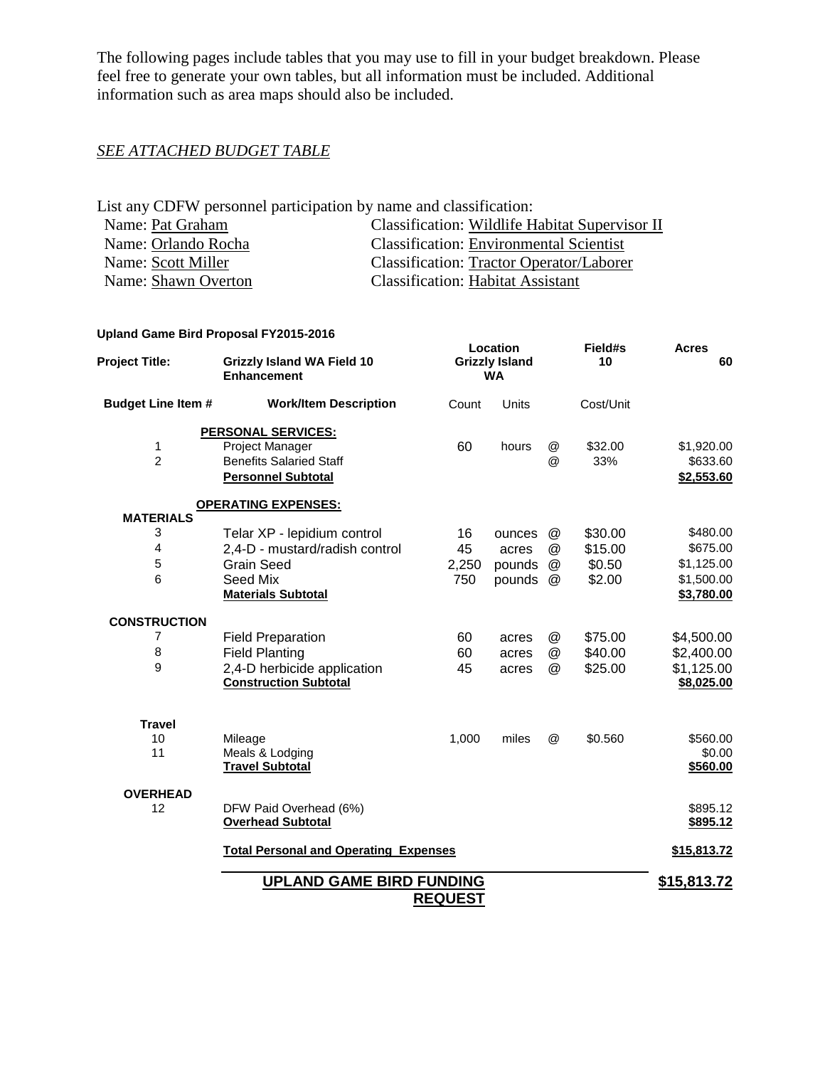The following pages include tables that you may use to fill in your budget breakdown. Please feel free to generate your own tables, but all information must be included. Additional information such as area maps should also be included.

*SEE ATTACHED BUDGET TABLE*

List any CDFW personnel participation by name and classification:

| | |
|---|---|
| Name: Pat Graham | Classification: Wildlife Habitat Supervisor II |
| Name: Orlando Rocha | Classification: Environmental Scientist |
| Name: Scott Miller | Classification: Tractor Operator/Laborer |
| Name: Shawn Overton | Classification: Habitat Assistant |

**Upland Game Bird Proposal FY2015-2016**

| **Project Title:** | **Grizzly Island WA Field 10 Enhancement** | **Location** | **Grizzly Island WA** | | **Field#s** 10 | **Acres** 60 |
|---|---|---|---|---|---|---|
| **Budget Line Item #** | **Work/Item Description** | Count | Units | | Cost/Unit | |
| | **PERSONAL SERVICES:** | | | | | |
| 1 | Project Manager | 60 | hours | @ | $32.00 | $1,920.00 |
| 2 | Benefits Salaried Staff | | | @ | 33% | $633.60 |
| | **Personnel Subtotal** | | | | | **$2,553.60** |
| | **OPERATING EXPENSES:** | | | | | |
| **MATERIALS** | | | | | | |
| 3 | Telar XP - lepidium control | 16 | ounces | @ | $30.00 | $480.00 |
| 4 | 2,4-D - mustard/radish control | 45 | acres | @ | $15.00 | $675.00 |
| 5 | Grain Seed | 2,250 | pounds | @ | $0.50 | $1,125.00 |
| 6 | Seed Mix | 750 | pounds | @ | $2.00 | $1,500.00 |
| | **Materials Subtotal** | | | | | **$3,780.00** |
| **CONSTRUCTION** | | | | | | |
| 7 | Field Preparation | 60 | acres | @ | $75.00 | $4,500.00 |
| 8 | Field Planting | 60 | acres | @ | $40.00 | $2,400.00 |
| 9 | 2,4-D herbicide application | 45 | acres | @ | $25.00 | $1,125.00 |
| | **Construction Subtotal** | | | | | **$8,025.00** |
| **Travel** | | | | | | |
| 10 | Mileage | 1,000 | miles | @ | $0.560 | $560.00 |
| 11 | Meals & Lodging | | | | | $0.00 |
| | **Travel Subtotal** | | | | | **$560.00** |
| **OVERHEAD** | | | | | | |
| 12 | DFW Paid Overhead (6%) | | | | | $895.12 |
| | **Overhead Subtotal** | | | | | **$895.12** |
| | **Total Personal and Operating Expenses** | | | | | **$15,813.72** |
| | **UPLAND GAME BIRD FUNDING REQUEST** | | | | | **$15,813.72** |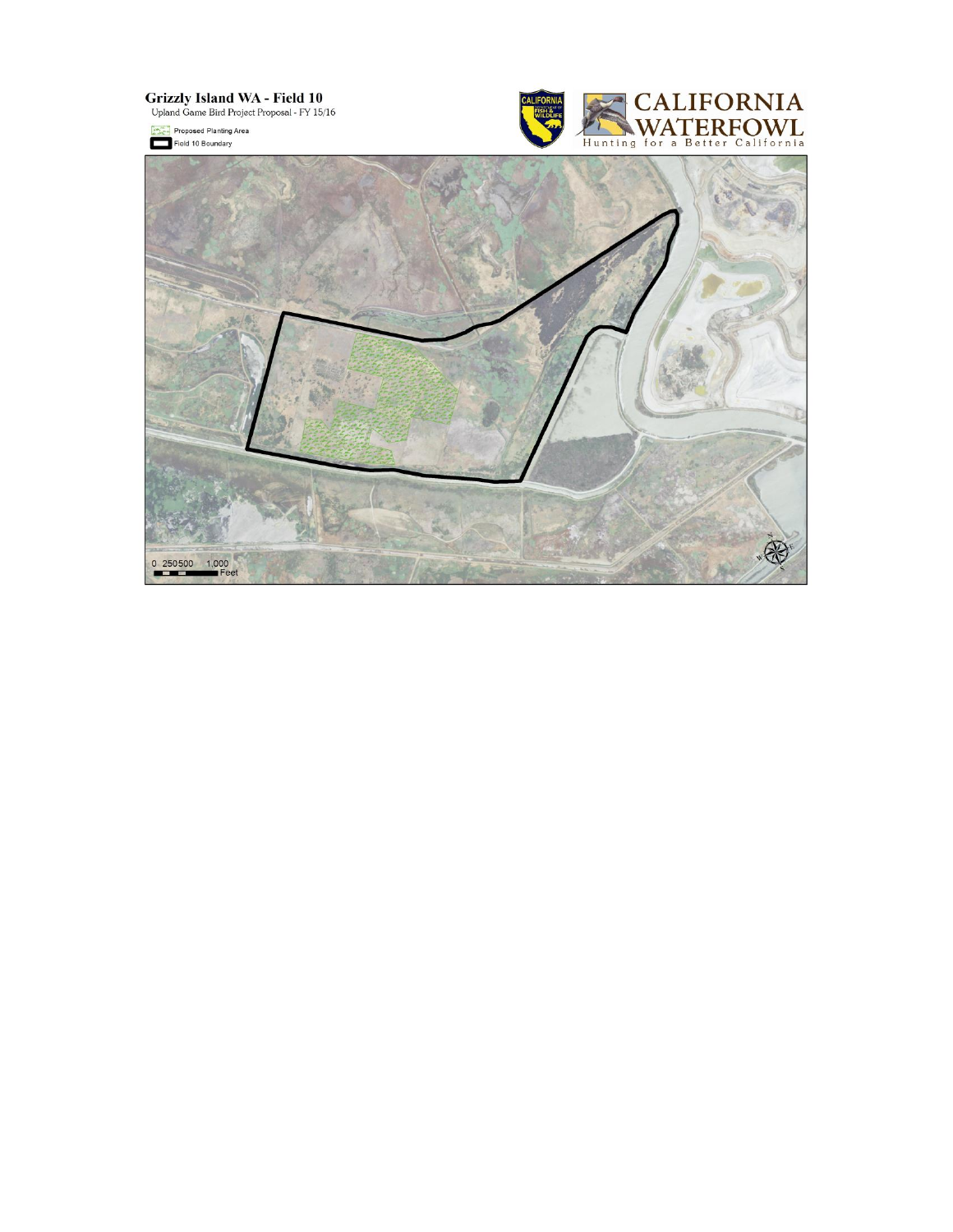**Grizzly Island WA - Field 10**

Upland Game Bird Project Proposal - FY 15/16

Proposed Planting Area

Field 10 Boundary

CALIFORNIA WATERFOWL

Hunting for a Better California

0 250 500 1,000 Feet